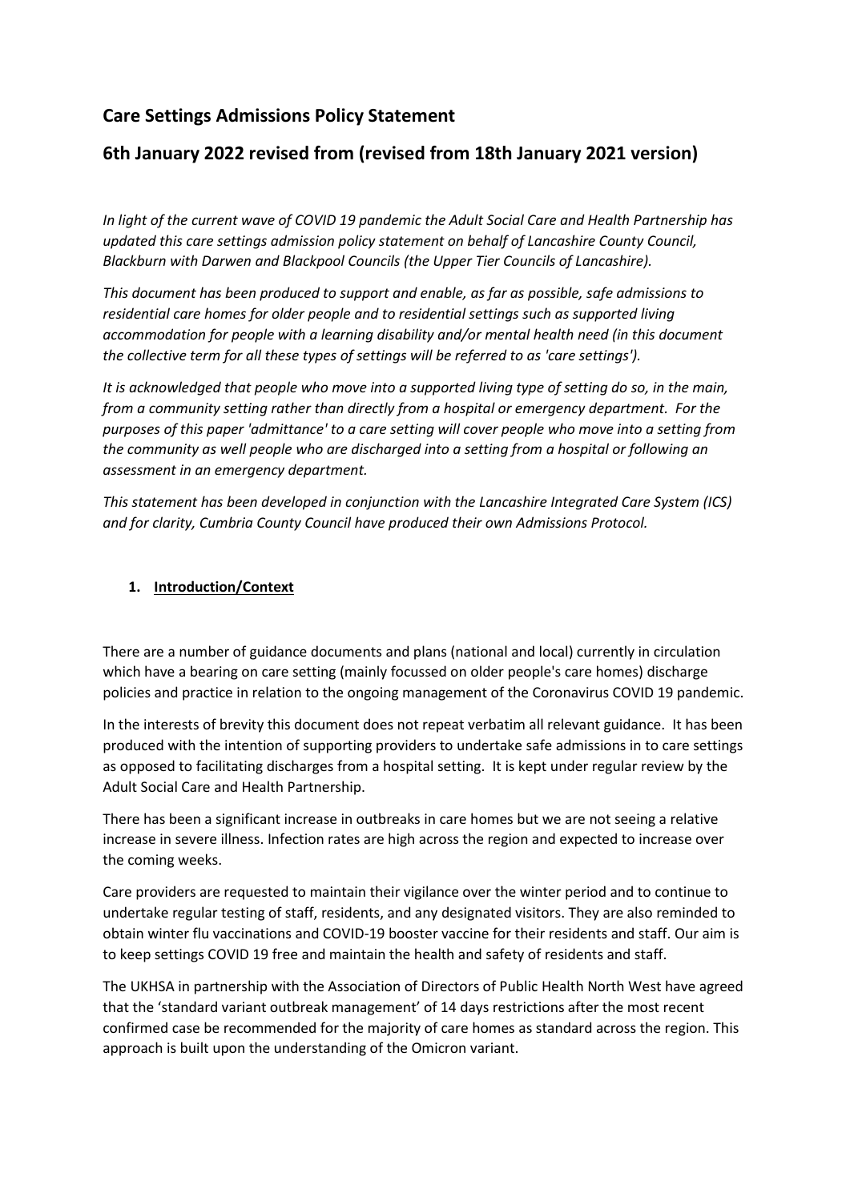# Care Settings Admissions Policy Statement

# 6th January 2022 revised from (revised from 18th January 2021 version)

*In light of the current wave of COVID 19 pandemic the Adult Social Care and Health Partnership has updated this care settings admission policy statement on behalf of Lancashire County Council, Blackburn with Darwen and Blackpool Councils (the Upper Tier Councils of Lancashire).*

*This document has been produced to support and enable, as far as possible, safe admissions to residential care homes for older people and to residential settings such as supported living accommodation for people with a learning disability and/or mental health need (in this document the collective term for all these types of settings will be referred to as 'care settings').*

*It is acknowledged that people who move into a supported living type of setting do so, in the main, from a community setting rather than directly from a hospital or emergency department. For the purposes of this paper 'admittance' to a care setting will cover people who move into a setting from the community as well people who are discharged into a setting from a hospital or following an assessment in an emergency department.*

*This statement has been developed in conjunction with the Lancashire Integrated Care System (ICS) and for clarity, Cumbria County Council have produced their own Admissions Protocol.*

## 1. Introduction/Context

There are a number of guidance documents and plans (national and local) currently in circulation which have a bearing on care setting (mainly focussed on older people's care homes) discharge policies and practice in relation to the ongoing management of the Coronavirus COVID 19 pandemic.

In the interests of brevity this document does not repeat verbatim all relevant guidance. It has been produced with the intention of supporting providers to undertake safe admissions in to care settings as opposed to facilitating discharges from a hospital setting. It is kept under regular review by the Adult Social Care and Health Partnership.

There has been a significant increase in outbreaks in care homes but we are not seeing a relative increase in severe illness. Infection rates are high across the region and expected to increase over the coming weeks.

Care providers are requested to maintain their vigilance over the winter period and to continue to undertake regular testing of staff, residents, and any designated visitors. They are also reminded to obtain winter flu vaccinations and COVID-19 booster vaccine for their residents and staff. Our aim is to keep settings COVID 19 free and maintain the health and safety of residents and staff.

The UKHSA in partnership with the Association of Directors of Public Health North West have agreed that the 'standard variant outbreak management' of 14 days restrictions after the most recent confirmed case be recommended for the majority of care homes as standard across the region. This approach is built upon the understanding of the Omicron variant.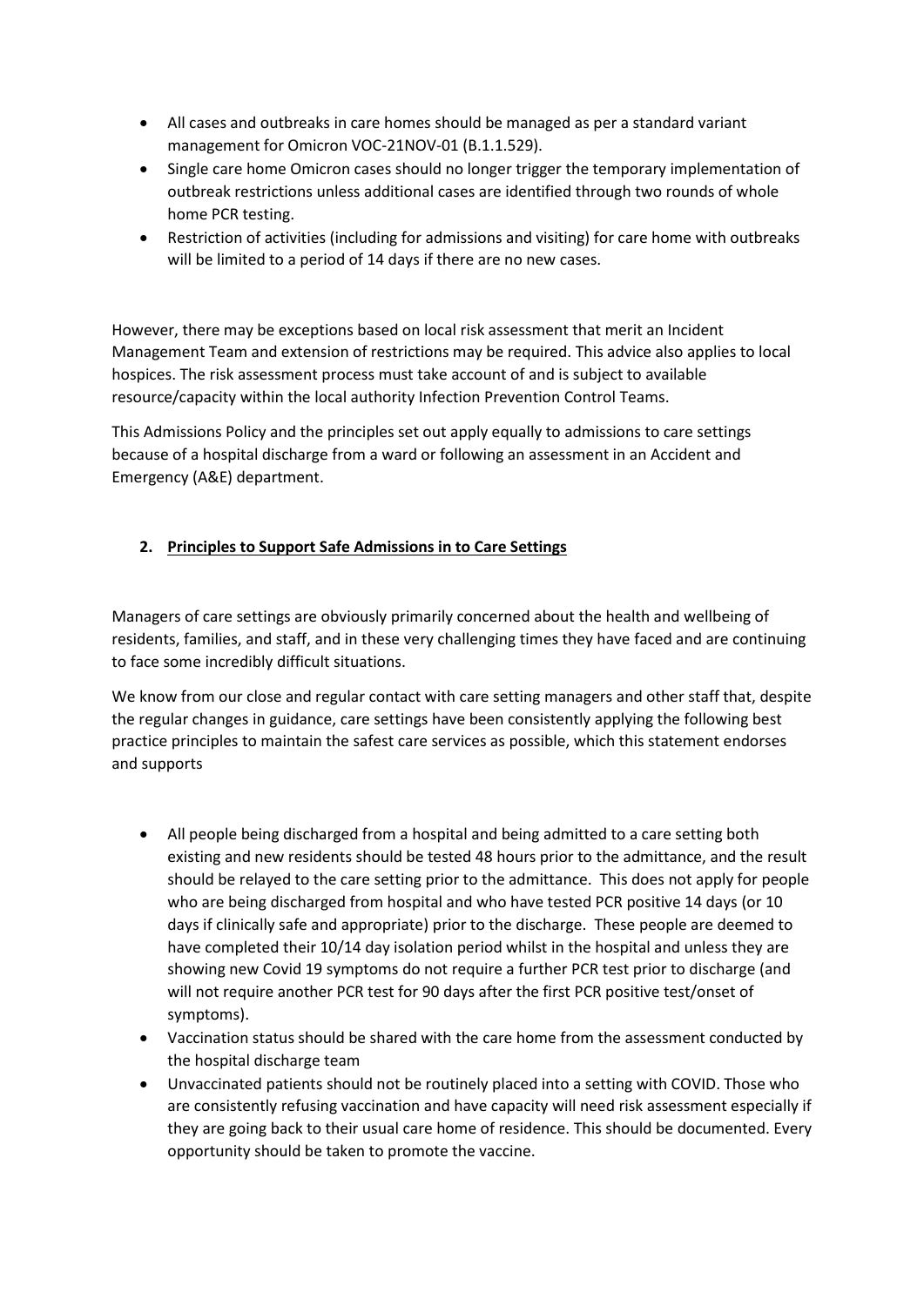- All cases and outbreaks in care homes should be managed as per a standard variant management for Omicron VOC-21NOV-01 (B.1.1.529).
- Single care home Omicron cases should no longer trigger the temporary implementation of outbreak restrictions unless additional cases are identified through two rounds of whole home PCR testing.
- Restriction of activities (including for admissions and visiting) for care home with outbreaks will be limited to a period of 14 days if there are no new cases.

However, there may be exceptions based on local risk assessment that merit an Incident Management Team and extension of restrictions may be required. This advice also applies to local hospices. The risk assessment process must take account of and is subject to available resource/capacity within the local authority Infection Prevention Control Teams.

This Admissions Policy and the principles set out apply equally to admissions to care settings because of a hospital discharge from a ward or following an assessment in an Accident and Emergency (A&E) department.

## 2. Principles to Support Safe Admissions in to Care Settings

Managers of care settings are obviously primarily concerned about the health and wellbeing of residents, families, and staff, and in these very challenging times they have faced and are continuing to face some incredibly difficult situations.

We know from our close and regular contact with care setting managers and other staff that, despite the regular changes in guidance, care settings have been consistently applying the following best practice principles to maintain the safest care services as possible, which this statement endorses and supports

- All people being discharged from a hospital and being admitted to a care setting both existing and new residents should be tested 48 hours prior to the admittance, and the result should be relayed to the care setting prior to the admittance. This does not apply for people who are being discharged from hospital and who have tested PCR positive 14 days (or 10 days if clinically safe and appropriate) prior to the discharge. These people are deemed to have completed their 10/14 day isolation period whilst in the hospital and unless they are showing new Covid 19 symptoms do not require a further PCR test prior to discharge (and will not require another PCR test for 90 days after the first PCR positive test/onset of symptoms).
- Vaccination status should be shared with the care home from the assessment conducted by the hospital discharge team
- Unvaccinated patients should not be routinely placed into a setting with COVID. Those who are consistently refusing vaccination and have capacity will need risk assessment especially if they are going back to their usual care home of residence. This should be documented. Every opportunity should be taken to promote the vaccine.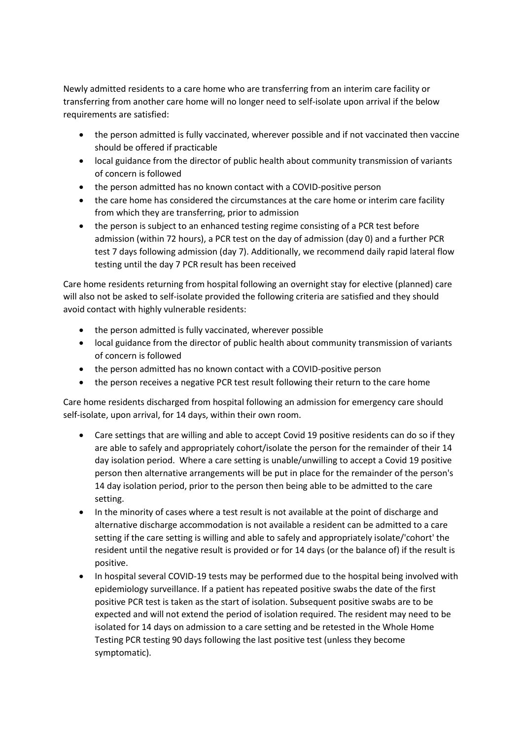Newly admitted residents to a care home who are transferring from an interim care facility or transferring from another care home will no longer need to self-isolate upon arrival if the below requirements are satisfied:

- the person admitted is fully vaccinated, wherever possible and if not vaccinated then vaccine should be offered if practicable
- local guidance from the director of public health about community transmission of variants of concern is followed
- the person admitted has no known contact with a COVID-positive person
- the care home has considered the circumstances at the care home or interim care facility from which they are transferring, prior to admission
- the person is subject to an enhanced testing regime consisting of a PCR test before admission (within 72 hours), a PCR test on the day of admission (day 0) and a further PCR test 7 days following admission (day 7). Additionally, we recommend daily rapid lateral flow testing until the day 7 PCR result has been received

Care home residents returning from hospital following an overnight stay for elective (planned) care will also not be asked to self-isolate provided the following criteria are satisfied and they should avoid contact with highly vulnerable residents:

- the person admitted is fully vaccinated, wherever possible
- local guidance from the director of public health about community transmission of variants of concern is followed
- the person admitted has no known contact with a COVID-positive person
- the person receives a negative PCR test result following their return to the care home

Care home residents discharged from hospital following an admission for emergency care should self-isolate, upon arrival, for 14 days, within their own room.

- Care settings that are willing and able to accept Covid 19 positive residents can do so if they are able to safely and appropriately cohort/isolate the person for the remainder of their 14 day isolation period. Where a care setting is unable/unwilling to accept a Covid 19 positive person then alternative arrangements will be put in place for the remainder of the person's 14 day isolation period, prior to the person then being able to be admitted to the care setting.
- In the minority of cases where a test result is not available at the point of discharge and alternative discharge accommodation is not available a resident can be admitted to a care setting if the care setting is willing and able to safely and appropriately isolate/'cohort' the resident until the negative result is provided or for 14 days (or the balance of) if the result is positive.
- In hospital several COVID-19 tests may be performed due to the hospital being involved with epidemiology surveillance. If a patient has repeated positive swabs the date of the first positive PCR test is taken as the start of isolation. Subsequent positive swabs are to be expected and will not extend the period of isolation required. The resident may need to be isolated for 14 days on admission to a care setting and be retested in the Whole Home Testing PCR testing 90 days following the last positive test (unless they become symptomatic).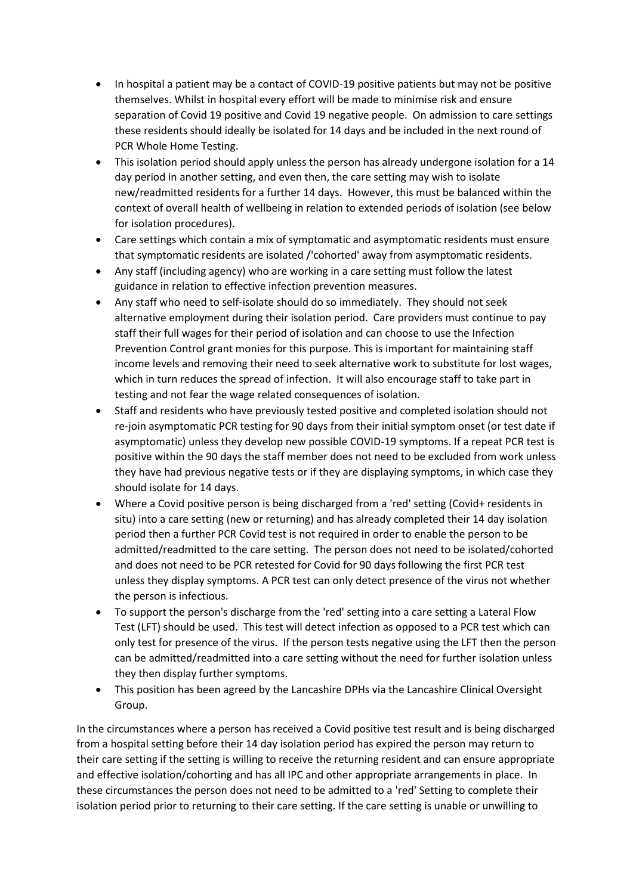- In hospital a patient may be a contact of COVID-19 positive patients but may not be positive themselves. Whilst in hospital every effort will be made to minimise risk and ensure separation of Covid 19 positive and Covid 19 negative people. On admission to care settings these residents should ideally be isolated for 14 days and be included in the next round of PCR Whole Home Testing.
- This isolation period should apply unless the person has already undergone isolation for a 14 day period in another setting, and even then, the care setting may wish to isolate new/readmitted residents for a further 14 days. However, this must be balanced within the context of overall health of wellbeing in relation to extended periods of isolation (see below for isolation procedures).
- Care settings which contain a mix of symptomatic and asymptomatic residents must ensure that symptomatic residents are isolated /'cohorted' away from asymptomatic residents.
- Any staff (including agency) who are working in a care setting must follow the latest guidance in relation to effective infection prevention measures.
- Any staff who need to self-isolate should do so immediately. They should not seek alternative employment during their isolation period. Care providers must continue to pay staff their full wages for their period of isolation and can choose to use the Infection Prevention Control grant monies for this purpose. This is important for maintaining staff income levels and removing their need to seek alternative work to substitute for lost wages, which in turn reduces the spread of infection. It will also encourage staff to take part in testing and not fear the wage related consequences of isolation.
- Staff and residents who have previously tested positive and completed isolation should not re-join asymptomatic PCR testing for 90 days from their initial symptom onset (or test date if asymptomatic) unless they develop new possible COVID-19 symptoms. If a repeat PCR test is positive within the 90 days the staff member does not need to be excluded from work unless they have had previous negative tests or if they are displaying symptoms, in which case they should isolate for 14 days.
- Where a Covid positive person is being discharged from a 'red' setting (Covid+ residents in situ) into a care setting (new or returning) and has already completed their 14 day isolation period then a further PCR Covid test is not required in order to enable the person to be admitted/readmitted to the care setting. The person does not need to be isolated/cohorted and does not need to be PCR retested for Covid for 90 days following the first PCR test unless they display symptoms. A PCR test can only detect presence of the virus not whether the person is infectious.
- To support the person's discharge from the 'red' setting into a care setting a Lateral Flow Test (LFT) should be used. This test will detect infection as opposed to a PCR test which can only test for presence of the virus. If the person tests negative using the LFT then the person can be admitted/readmitted into a care setting without the need for further isolation unless they then display further symptoms.
- This position has been agreed by the Lancashire DPHs via the Lancashire Clinical Oversight Group.

In the circumstances where a person has received a Covid positive test result and is being discharged from a hospital setting before their 14 day isolation period has expired the person may return to their care setting if the setting is willing to receive the returning resident and can ensure appropriate and effective isolation/cohorting and has all IPC and other appropriate arrangements in place. In these circumstances the person does not need to be admitted to a 'red' Setting to complete their isolation period prior to returning to their care setting. If the care setting is unable or unwilling to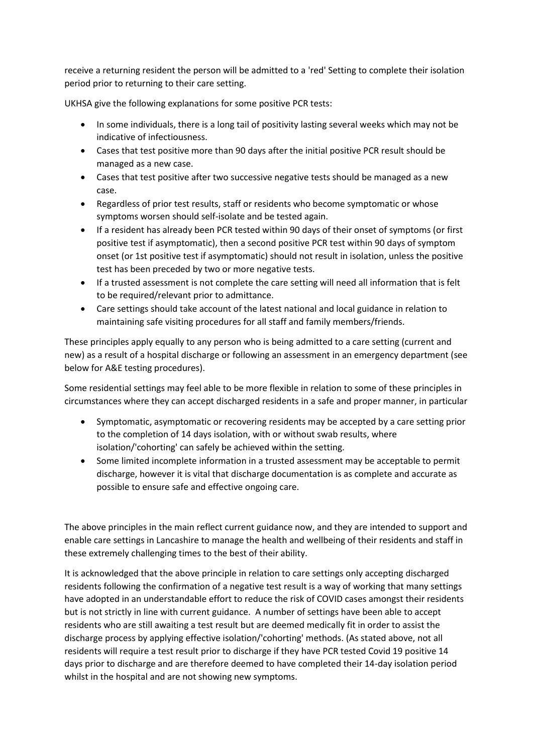receive a returning resident the person will be admitted to a 'red' Setting to complete their isolation period prior to returning to their care setting.

UKHSA give the following explanations for some positive PCR tests:

- In some individuals, there is a long tail of positivity lasting several weeks which may not be indicative of infectiousness.
- Cases that test positive more than 90 days after the initial positive PCR result should be managed as a new case.
- Cases that test positive after two successive negative tests should be managed as a new case.
- Regardless of prior test results, staff or residents who become symptomatic or whose symptoms worsen should self-isolate and be tested again.
- If a resident has already been PCR tested within 90 days of their onset of symptoms (or first positive test if asymptomatic), then a second positive PCR test within 90 days of symptom onset (or 1st positive test if asymptomatic) should not result in isolation, unless the positive test has been preceded by two or more negative tests.
- If a trusted assessment is not complete the care setting will need all information that is felt to be required/relevant prior to admittance.
- Care settings should take account of the latest national and local guidance in relation to maintaining safe visiting procedures for all staff and family members/friends.

These principles apply equally to any person who is being admitted to a care setting (current and new) as a result of a hospital discharge or following an assessment in an emergency department (see below for A&E testing procedures).

Some residential settings may feel able to be more flexible in relation to some of these principles in circumstances where they can accept discharged residents in a safe and proper manner, in particular

- Symptomatic, asymptomatic or recovering residents may be accepted by a care setting prior to the completion of 14 days isolation, with or without swab results, where isolation/'cohorting' can safely be achieved within the setting.
- Some limited incomplete information in a trusted assessment may be acceptable to permit discharge, however it is vital that discharge documentation is as complete and accurate as possible to ensure safe and effective ongoing care.

The above principles in the main reflect current guidance now, and they are intended to support and enable care settings in Lancashire to manage the health and wellbeing of their residents and staff in these extremely challenging times to the best of their ability.

It is acknowledged that the above principle in relation to care settings only accepting discharged residents following the confirmation of a negative test result is a way of working that many settings have adopted in an understandable effort to reduce the risk of COVID cases amongst their residents but is not strictly in line with current guidance. A number of settings have been able to accept residents who are still awaiting a test result but are deemed medically fit in order to assist the discharge process by applying effective isolation/'cohorting' methods. (As stated above, not all residents will require a test result prior to discharge if they have PCR tested Covid 19 positive 14 days prior to discharge and are therefore deemed to have completed their 14-day isolation period whilst in the hospital and are not showing new symptoms.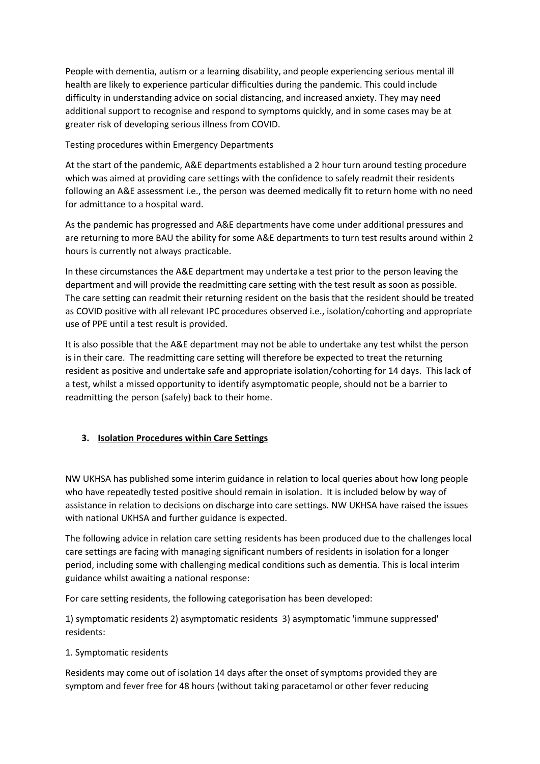People with dementia, autism or a learning disability, and people experiencing serious mental ill health are likely to experience particular difficulties during the pandemic. This could include difficulty in understanding advice on social distancing, and increased anxiety. They may need additional support to recognise and respond to symptoms quickly, and in some cases may be at greater risk of developing serious illness from COVID.

Testing procedures within Emergency Departments

At the start of the pandemic, A&E departments established a 2 hour turn around testing procedure which was aimed at providing care settings with the confidence to safely readmit their residents following an A&E assessment i.e., the person was deemed medically fit to return home with no need for admittance to a hospital ward.

As the pandemic has progressed and A&E departments have come under additional pressures and are returning to more BAU the ability for some A&E departments to turn test results around within 2 hours is currently not always practicable.

In these circumstances the A&E department may undertake a test prior to the person leaving the department and will provide the readmitting care setting with the test result as soon as possible. The care setting can readmit their returning resident on the basis that the resident should be treated as COVID positive with all relevant IPC procedures observed i.e., isolation/cohorting and appropriate use of PPE until a test result is provided.

It is also possible that the A&E department may not be able to undertake any test whilst the person is in their care. The readmitting care setting will therefore be expected to treat the returning resident as positive and undertake safe and appropriate isolation/cohorting for 14 days. This lack of a test, whilst a missed opportunity to identify asymptomatic people, should not be a barrier to readmitting the person (safely) back to their home.

## 3. Isolation Procedures within Care Settings

NW UKHSA has published some interim guidance in relation to local queries about how long people who have repeatedly tested positive should remain in isolation. It is included below by way of assistance in relation to decisions on discharge into care settings. NW UKHSA have raised the issues with national UKHSA and further guidance is expected.

The following advice in relation care setting residents has been produced due to the challenges local care settings are facing with managing significant numbers of residents in isolation for a longer period, including some with challenging medical conditions such as dementia. This is local interim guidance whilst awaiting a national response:

For care setting residents, the following categorisation has been developed:

1) symptomatic residents 2) asymptomatic residents 3) asymptomatic 'immune suppressed' residents:

1. Symptomatic residents

Residents may come out of isolation 14 days after the onset of symptoms provided they are symptom and fever free for 48 hours (without taking paracetamol or other fever reducing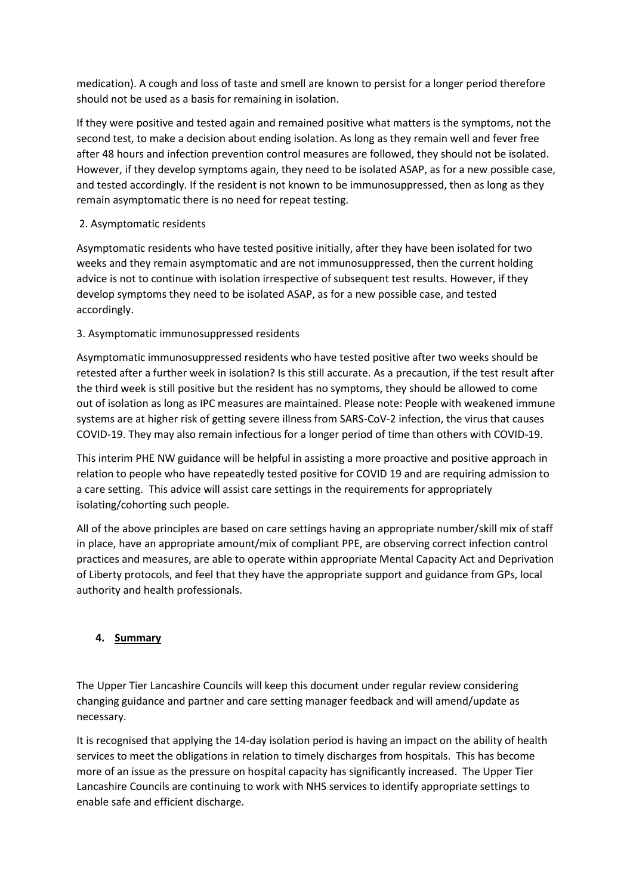medication). A cough and loss of taste and smell are known to persist for a longer period therefore should not be used as a basis for remaining in isolation.

If they were positive and tested again and remained positive what matters is the symptoms, not the second test, to make a decision about ending isolation. As long as they remain well and fever free after 48 hours and infection prevention control measures are followed, they should not be isolated. However, if they develop symptoms again, they need to be isolated ASAP, as for a new possible case, and tested accordingly. If the resident is not known to be immunosuppressed, then as long as they remain asymptomatic there is no need for repeat testing.

2. Asymptomatic residents

Asymptomatic residents who have tested positive initially, after they have been isolated for two weeks and they remain asymptomatic and are not immunosuppressed, then the current holding advice is not to continue with isolation irrespective of subsequent test results. However, if they develop symptoms they need to be isolated ASAP, as for a new possible case, and tested accordingly.

3. Asymptomatic immunosuppressed residents

Asymptomatic immunosuppressed residents who have tested positive after two weeks should be retested after a further week in isolation? Is this still accurate. As a precaution, if the test result after the third week is still positive but the resident has no symptoms, they should be allowed to come out of isolation as long as IPC measures are maintained. Please note: People with weakened immune systems are at higher risk of getting severe illness from SARS-CoV-2 infection, the virus that causes COVID-19. They may also remain infectious for a longer period of time than others with COVID-19.

This interim PHE NW guidance will be helpful in assisting a more proactive and positive approach in relation to people who have repeatedly tested positive for COVID 19 and are requiring admission to a care setting. This advice will assist care settings in the requirements for appropriately isolating/cohorting such people.

All of the above principles are based on care settings having an appropriate number/skill mix of staff in place, have an appropriate amount/mix of compliant PPE, are observing correct infection control practices and measures, are able to operate within appropriate Mental Capacity Act and Deprivation of Liberty protocols, and feel that they have the appropriate support and guidance from GPs, local authority and health professionals.

## 4. <u>Summary</u>

The Upper Tier Lancashire Councils will keep this document under regular review considering changing guidance and partner and care setting manager feedback and will amend/update as necessary.

It is recognised that applying the 14-day isolation period is having an impact on the ability of health services to meet the obligations in relation to timely discharges from hospitals. This has become more of an issue as the pressure on hospital capacity has significantly increased. The Upper Tier Lancashire Councils are continuing to work with NHS services to identify appropriate settings to enable safe and efficient discharge.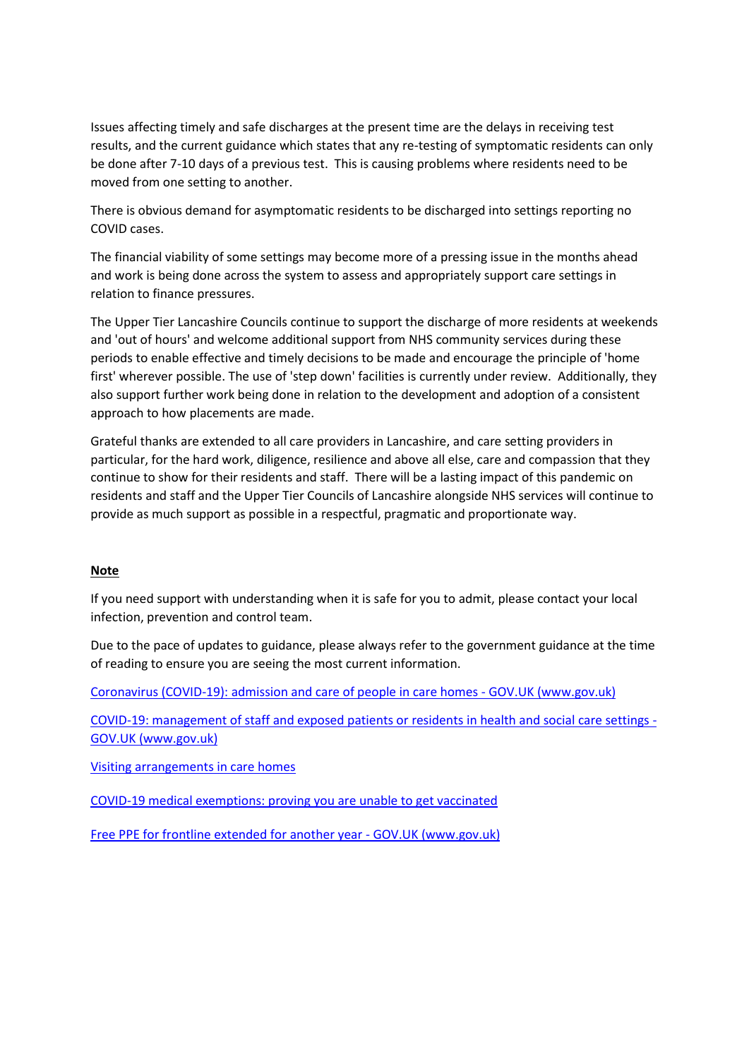Issues affecting timely and safe discharges at the present time are the delays in receiving test results, and the current guidance which states that any re-testing of symptomatic residents can only be done after 7-10 days of a previous test. This is causing problems where residents need to be moved from one setting to another.

There is obvious demand for asymptomatic residents to be discharged into settings reporting no COVID cases.

The financial viability of some settings may become more of a pressing issue in the months ahead and work is being done across the system to assess and appropriately support care settings in relation to finance pressures.

The Upper Tier Lancashire Councils continue to support the discharge of more residents at weekends and 'out of hours' and welcome additional support from NHS community services during these periods to enable effective and timely decisions to be made and encourage the principle of 'home first' wherever possible. The use of 'step down' facilities is currently under review. Additionally, they also support further work being done in relation to the development and adoption of a consistent approach to how placements are made.

Grateful thanks are extended to all care providers in Lancashire, and care setting providers in particular, for the hard work, diligence, resilience and above all else, care and compassion that they continue to show for their residents and staff. There will be a lasting impact of this pandemic on residents and staff and the Upper Tier Councils of Lancashire alongside NHS services will continue to provide as much support as possible in a respectful, pragmatic and proportionate way.

**Note**

If you need support with understanding when it is safe for you to admit, please contact your local infection, prevention and control team.

Due to the pace of updates to guidance, please always refer to the government guidance at the time of reading to ensure you are seeing the most current information.

Coronavirus (COVID-19): admission and care of people in care homes - GOV.UK (www.gov.uk)

COVID-19: management of staff and exposed patients or residents in health and social care settings - GOV.UK (www.gov.uk)

Visiting arrangements in care homes

COVID-19 medical exemptions: proving you are unable to get vaccinated

Free PPE for frontline extended for another year - GOV.UK (www.gov.uk)